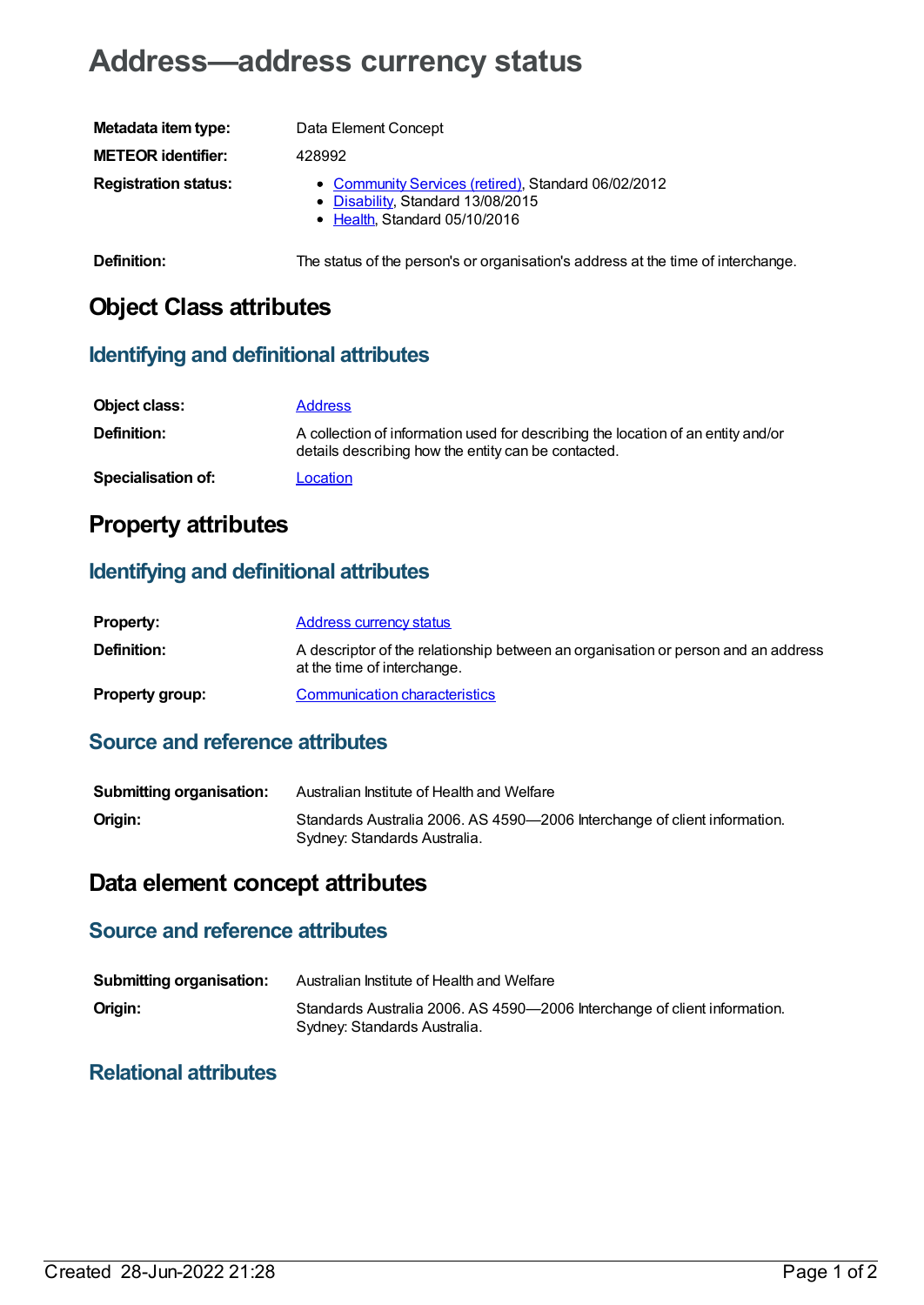# Address—address currency status

| | |
|---|---|
| **Metadata item type:** | Data Element Concept |
| **METEOR identifier:** | 428992 |
| **Registration status:** | • Community Services (retired), Standard 06/02/2012<br>• Disability, Standard 13/08/2015<br>• Health, Standard 05/10/2016 |
| **Definition:** | The status of the person's or organisation's address at the time of interchange. |

## Object Class attributes

### Identifying and definitional attributes

| | |
|---|---|
| **Object class:** | Address |
| **Definition:** | A collection of information used for describing the location of an entity and/or details describing how the entity can be contacted. |
| **Specialisation of:** | Location |

## Property attributes

### Identifying and definitional attributes

| | |
|---|---|
| **Property:** | Address currency status |
| **Definition:** | A descriptor of the relationship between an organisation or person and an address at the time of interchange. |
| **Property group:** | Communication characteristics |

### Source and reference attributes

| | |
|---|---|
| **Submitting organisation:** | Australian Institute of Health and Welfare |
| **Origin:** | Standards Australia 2006. AS 4590—2006 Interchange of client information. Sydney: Standards Australia. |

## Data element concept attributes

### Source and reference attributes

| | |
|---|---|
| **Submitting organisation:** | Australian Institute of Health and Welfare |
| **Origin:** | Standards Australia 2006. AS 4590—2006 Interchange of client information. Sydney: Standards Australia. |

### Relational attributes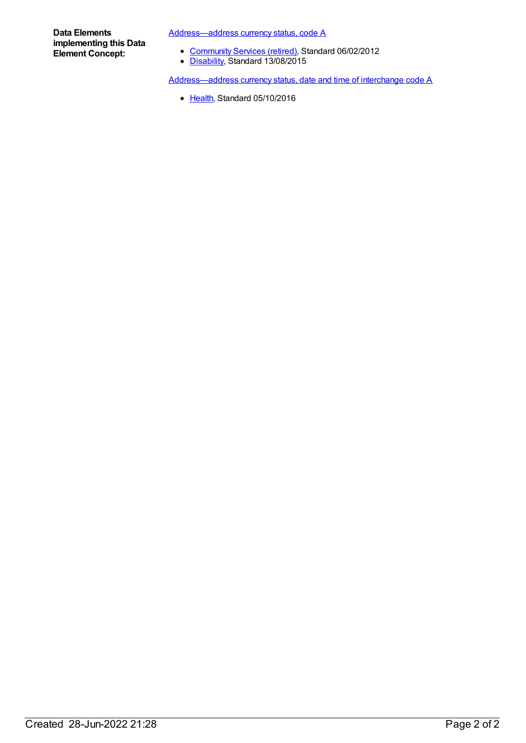**Data Elements implementing this Data Element Concept:**

Address—address currency status, code A

- Community Services (retired), Standard 06/02/2012
- Disability, Standard 13/08/2015

Address—address currency status, date and time of interchange code A

- Health, Standard 05/10/2016